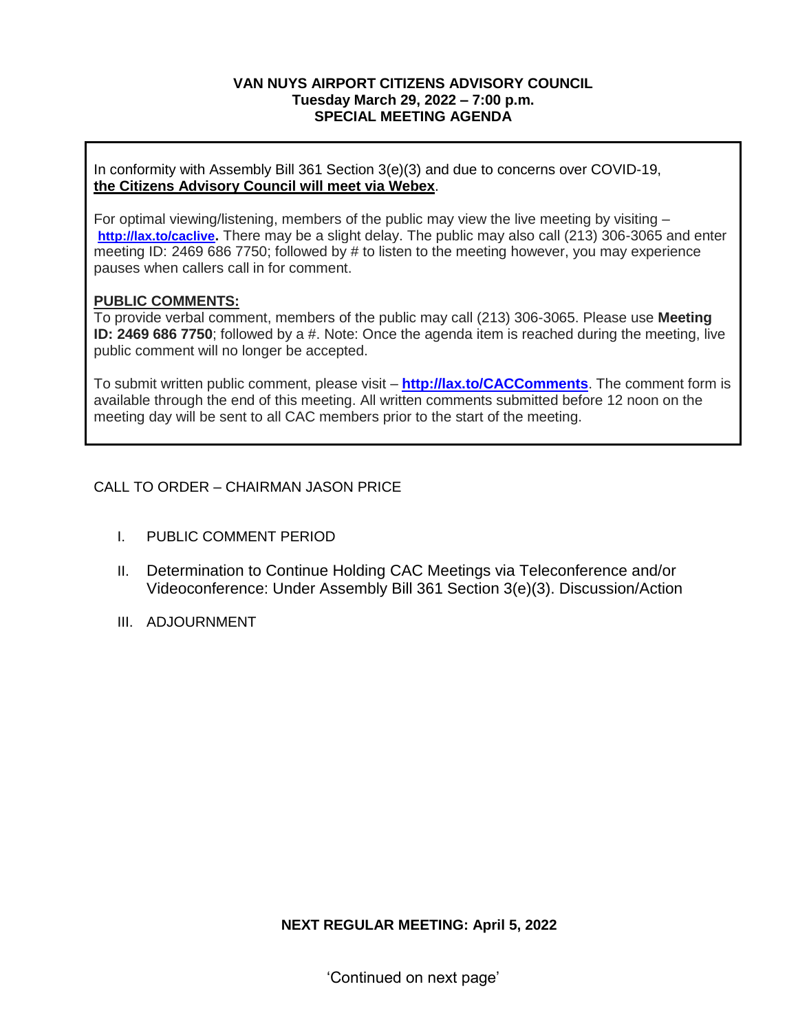**VAN NUYS AIRPORT CITIZENS ADVISORY COUNCIL**
**Tuesday March 29, 2022 – 7:00 p.m.**
**SPECIAL MEETING AGENDA**

In conformity with Assembly Bill 361 Section 3(e)(3) and due to concerns over COVID-19, **the Citizens Advisory Council will meet via Webex**.

For optimal viewing/listening, members of the public may view the live meeting by visiting – **http://lax.to/caclive.** There may be a slight delay. The public may also call (213) 306-3065 and enter meeting ID: 2469 686 7750; followed by # to listen to the meeting however, you may experience pauses when callers call in for comment.

**PUBLIC COMMENTS:**
To provide verbal comment, members of the public may call (213) 306-3065. Please use **Meeting ID: 2469 686 7750**; followed by a #. Note: Once the agenda item is reached during the meeting, live public comment will no longer be accepted.

To submit written public comment, please visit – **http://lax.to/CACComments**. The comment form is available through the end of this meeting. All written comments submitted before 12 noon on the meeting day will be sent to all CAC members prior to the start of the meeting.

CALL TO ORDER – CHAIRMAN JASON PRICE

I. PUBLIC COMMENT PERIOD

II. Determination to Continue Holding CAC Meetings via Teleconference and/or Videoconference: Under Assembly Bill 361 Section 3(e)(3). Discussion/Action

III. ADJOURNMENT

**NEXT REGULAR MEETING: April 5, 2022**

'Continued on next page'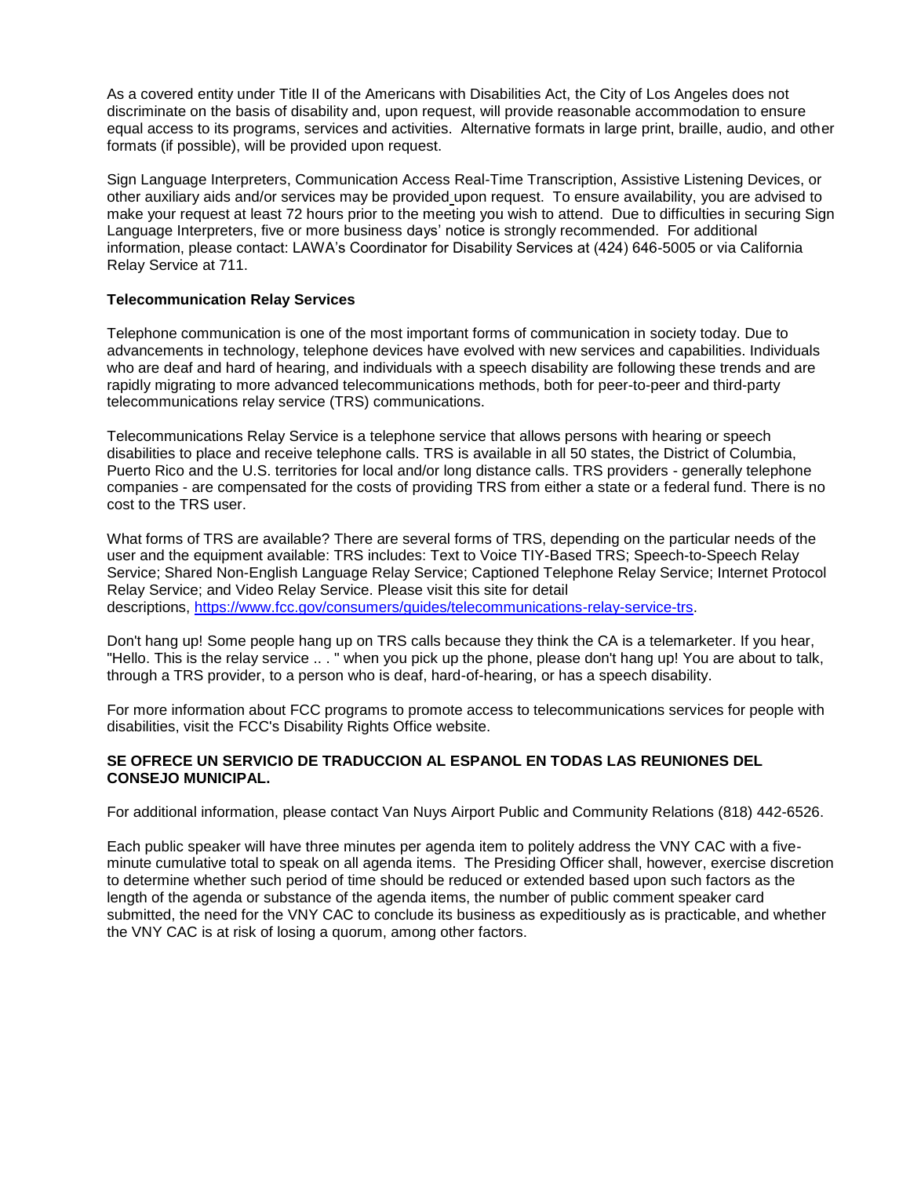As a covered entity under Title II of the Americans with Disabilities Act, the City of Los Angeles does not discriminate on the basis of disability and, upon request, will provide reasonable accommodation to ensure equal access to its programs, services and activities. Alternative formats in large print, braille, audio, and other formats (if possible), will be provided upon request.

Sign Language Interpreters, Communication Access Real-Time Transcription, Assistive Listening Devices, or other auxiliary aids and/or services may be provided upon request. To ensure availability, you are advised to make your request at least 72 hours prior to the meeting you wish to attend. Due to difficulties in securing Sign Language Interpreters, five or more business days' notice is strongly recommended. For additional information, please contact: LAWA's Coordinator for Disability Services at (424) 646-5005 or via California Relay Service at 711.

**Telecommunication Relay Services**

Telephone communication is one of the most important forms of communication in society today. Due to advancements in technology, telephone devices have evolved with new services and capabilities. Individuals who are deaf and hard of hearing, and individuals with a speech disability are following these trends and are rapidly migrating to more advanced telecommunications methods, both for peer-to-peer and third-party telecommunications relay service (TRS) communications.

Telecommunications Relay Service is a telephone service that allows persons with hearing or speech disabilities to place and receive telephone calls. TRS is available in all 50 states, the District of Columbia, Puerto Rico and the U.S. territories for local and/or long distance calls. TRS providers - generally telephone companies - are compensated for the costs of providing TRS from either a state or a federal fund. There is no cost to the TRS user.

What forms of TRS are available? There are several forms of TRS, depending on the particular needs of the user and the equipment available: TRS includes: Text to Voice TIY-Based TRS; Speech-to-Speech Relay Service; Shared Non-English Language Relay Service; Captioned Telephone Relay Service; Internet Protocol Relay Service; and Video Relay Service. Please visit this site for detail descriptions, https://www.fcc.gov/consumers/guides/telecommunications-relay-service-trs.

Don't hang up! Some people hang up on TRS calls because they think the CA is a telemarketer. If you hear, "Hello. This is the relay service .. . " when you pick up the phone, please don't hang up! You are about to talk, through a TRS provider, to a person who is deaf, hard-of-hearing, or has a speech disability.

For more information about FCC programs to promote access to telecommunications services for people with disabilities, visit the FCC's Disability Rights Office website.

**SE OFRECE UN SERVICIO DE TRADUCCION AL ESPANOL EN TODAS LAS REUNIONES DEL CONSEJO MUNICIPAL.**

For additional information, please contact Van Nuys Airport Public and Community Relations (818) 442-6526.

Each public speaker will have three minutes per agenda item to politely address the VNY CAC with a five-minute cumulative total to speak on all agenda items. The Presiding Officer shall, however, exercise discretion to determine whether such period of time should be reduced or extended based upon such factors as the length of the agenda or substance of the agenda items, the number of public comment speaker card submitted, the need for the VNY CAC to conclude its business as expeditiously as is practicable, and whether the VNY CAC is at risk of losing a quorum, among other factors.